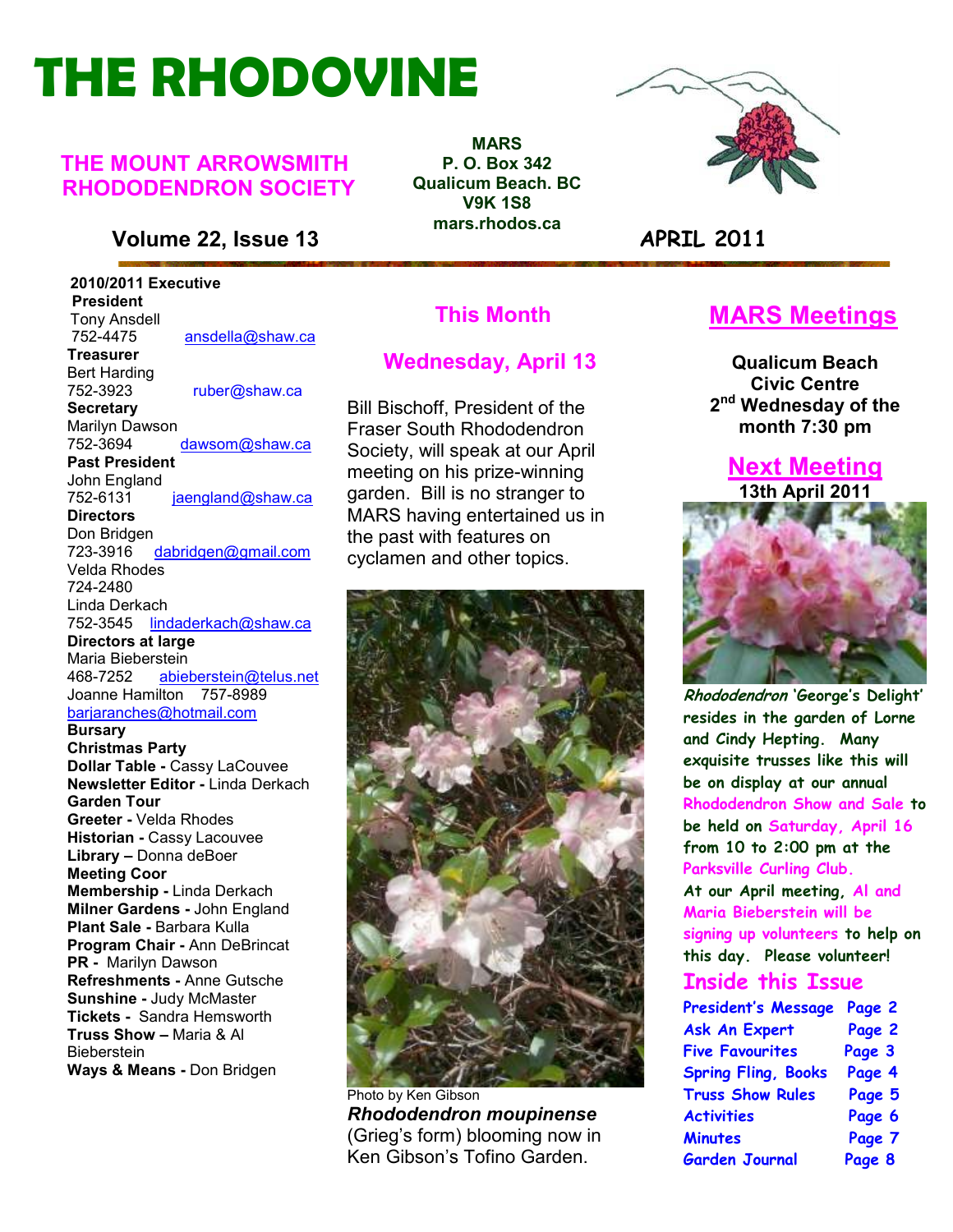# THE RHODOVINE

## THE MOUNT ARROWSMITH RHODODENDRON SOCIETY

MARS
P. O. Box 342
Qualicum Beach. BC
V9K 1S8
mars.rhodos.ca

**Volume 22, Issue 13** | **APRIL 2011**

**2010/2011 Executive**

**President**
Tony Ansdell
752-4475 ansdella@shaw.ca

**Treasurer**
Bert Harding
752-3923 ruber@shaw.ca

**Secretary**
Marilyn Dawson
752-3694 dawsom@shaw.ca

**Past President**
John England
752-6131 jaengland@shaw.ca

**Directors**
Don Bridgen
723-3916 dabridgen@gmail.com
Velda Rhodes
724-2480
Linda Derkach
752-3545 lindaderkach@shaw.ca

**Directors at large**
Maria Bieberstein
468-7252 abieberstein@telus.net
Joanne Hamilton 757-8989
barjaranches@hotmail.com

**Bursary**
**Christmas Party**
**Dollar Table -** Cassy LaCouvee
**Newsletter Editor -** Linda Derkach
**Garden Tour**
**Greeter -** Velda Rhodes
**Historian -** Cassy Lacouvee
**Library –** Donna deBoer
**Meeting Coor**
**Membership -** Linda Derkach
**Milner Gardens -** John England
**Plant Sale -** Barbara Kulla
**Program Chair -** Ann DeBrincat
**PR -** Marilyn Dawson
**Refreshments -** Anne Gutsche
**Sunshine -** Judy McMaster
**Tickets -** Sandra Hemsworth
**Truss Show –** Maria & Al Bieberstein
**Ways & Means -** Don Bridgen

## This Month

## Wednesday, April 13

Bill Bischoff, President of the Fraser South Rhododendron Society, will speak at our April meeting on his prize-winning garden. Bill is no stranger to MARS having entertained us in the past with features on cyclamen and other topics.

Photo by Ken Gibson
***Rhododendron moupinense*** (Grieg's form) blooming now in Ken Gibson's Tofino Garden.

## MARS Meetings

**Qualicum Beach Civic Centre**
**2nd Wednesday of the month 7:30 pm**

## Next Meeting

**13th April 2011**

*Rhododendron* 'George's Delight' resides in the garden of Lorne and Cindy Hepting. Many exquisite trusses like this will be on display at our annual Rhododendron Show and Sale to be held on Saturday, April 16 from 10 to 2:00 pm at the Parksville Curling Club.

At our April meeting, Al and Maria Bieberstein will be signing up volunteers to help on this day. Please volunteer!

## Inside this Issue

| | |
|---|---|
| President's Message | Page 2 |
| Ask An Expert | Page 2 |
| Five Favourites | Page 3 |
| Spring Fling, Books | Page 4 |
| Truss Show Rules | Page 5 |
| Activities | Page 6 |
| Minutes | Page 7 |
| Garden Journal | Page 8 |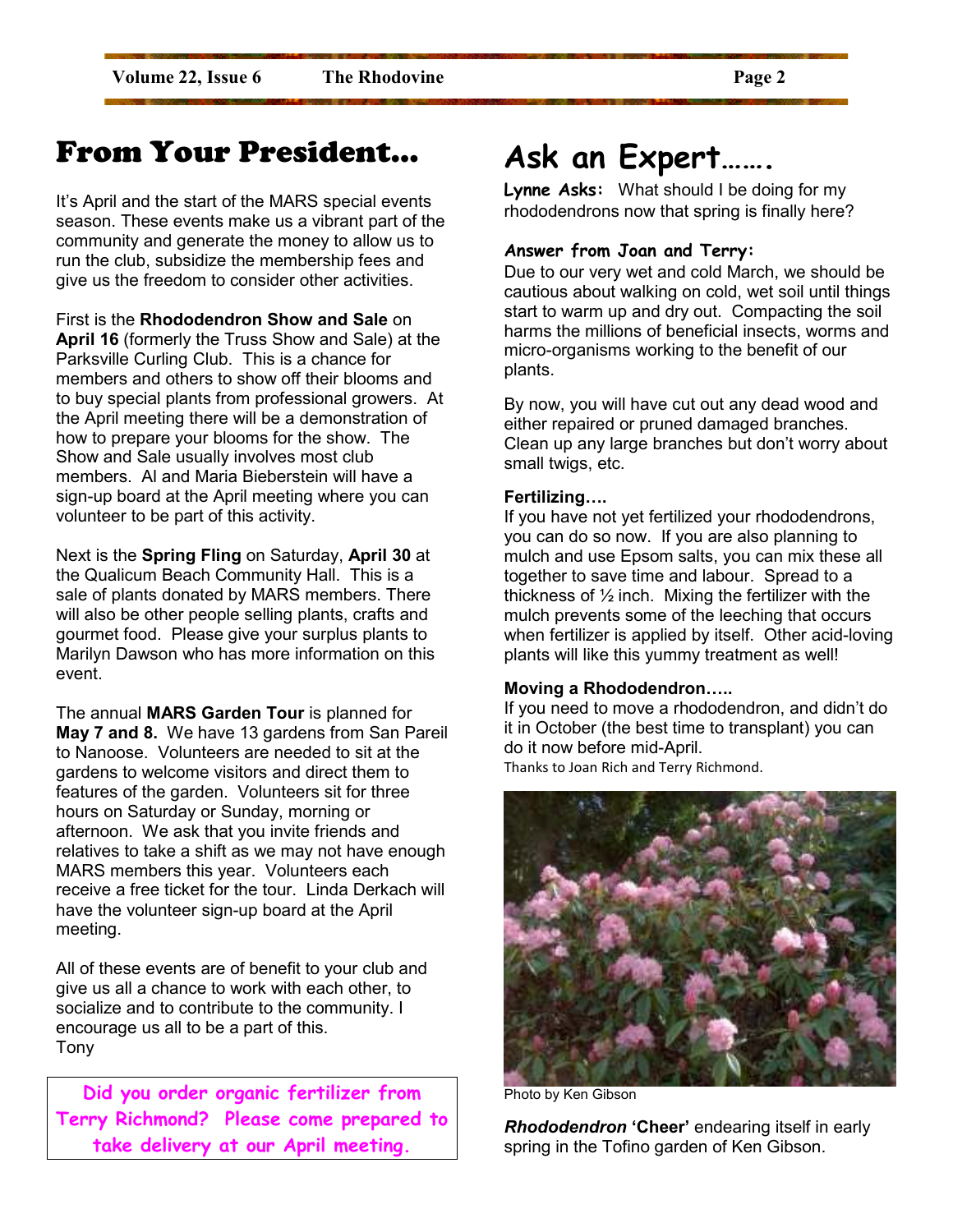# From Your President…

It's April and the start of the MARS special events season. These events make us a vibrant part of the community and generate the money to allow us to run the club, subsidize the membership fees and give us the freedom to consider other activities.

First is the **Rhododendron Show and Sale** on **April 16** (formerly the Truss Show and Sale) at the Parksville Curling Club. This is a chance for members and others to show off their blooms and to buy special plants from professional growers. At the April meeting there will be a demonstration of how to prepare your blooms for the show. The Show and Sale usually involves most club members. Al and Maria Bieberstein will have a sign-up board at the April meeting where you can volunteer to be part of this activity.

Next is the **Spring Fling** on Saturday, **April 30** at the Qualicum Beach Community Hall. This is a sale of plants donated by MARS members. There will also be other people selling plants, crafts and gourmet food. Please give your surplus plants to Marilyn Dawson who has more information on this event.

The annual **MARS Garden Tour** is planned for **May 7 and 8.** We have 13 gardens from San Pareil to Nanoose. Volunteers are needed to sit at the gardens to welcome visitors and direct them to features of the garden. Volunteers sit for three hours on Saturday or Sunday, morning or afternoon. We ask that you invite friends and relatives to take a shift as we may not have enough MARS members this year. Volunteers each receive a free ticket for the tour. Linda Derkach will have the volunteer sign-up board at the April meeting.

All of these events are of benefit to your club and give us all a chance to work with each other, to socialize and to contribute to the community. I encourage us all to be a part of this.
Tony

**Did you order organic fertilizer from Terry Richmond? Please come prepared to take delivery at our April meeting.**

# Ask an Expert…….

**Lynne Asks:** What should I be doing for my rhododendrons now that spring is finally here?

**Answer from Joan and Terry:**

Due to our very wet and cold March, we should be cautious about walking on cold, wet soil until things start to warm up and dry out. Compacting the soil harms the millions of beneficial insects, worms and micro-organisms working to the benefit of our plants.

By now, you will have cut out any dead wood and either repaired or pruned damaged branches. Clean up any large branches but don't worry about small twigs, etc.

**Fertilizing….**

If you have not yet fertilized your rhododendrons, you can do so now. If you are also planning to mulch and use Epsom salts, you can mix these all together to save time and labour. Spread to a thickness of ½ inch. Mixing the fertilizer with the mulch prevents some of the leeching that occurs when fertilizer is applied by itself. Other acid-loving plants will like this yummy treatment as well!

**Moving a Rhododendron…..**

If you need to move a rhododendron, and didn't do it in October (the best time to transplant) you can do it now before mid-April.

Thanks to Joan Rich and Terry Richmond.

Photo by Ken Gibson

***Rhododendron* 'Cheer'** endearing itself in early spring in the Tofino garden of Ken Gibson.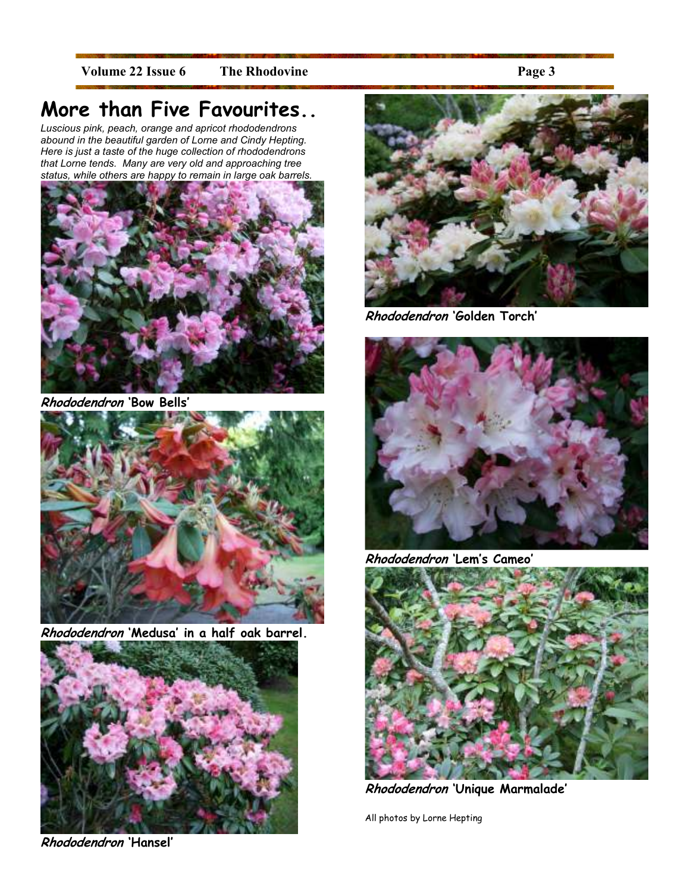# More than Five Favourites..

*Luscious pink, peach, orange and apricot rhododendrons abound in the beautiful garden of Lorne and Cindy Hepting. Here is just a taste of the huge collection of rhododendrons that Lorne tends. Many are very old and approaching tree status, while others are happy to remain in large oak barrels.*

***Rhododendron*** **'Bow Bells'**

***Rhododendron*** **'Medusa' in a half oak barrel.**

***Rhododendron*** **'Hansel'**

***Rhododendron*** **'Golden Torch'**

***Rhododendron*** **'Lem's Cameo'**

***Rhododendron*** **'Unique Marmalade'**

All photos by Lorne Hepting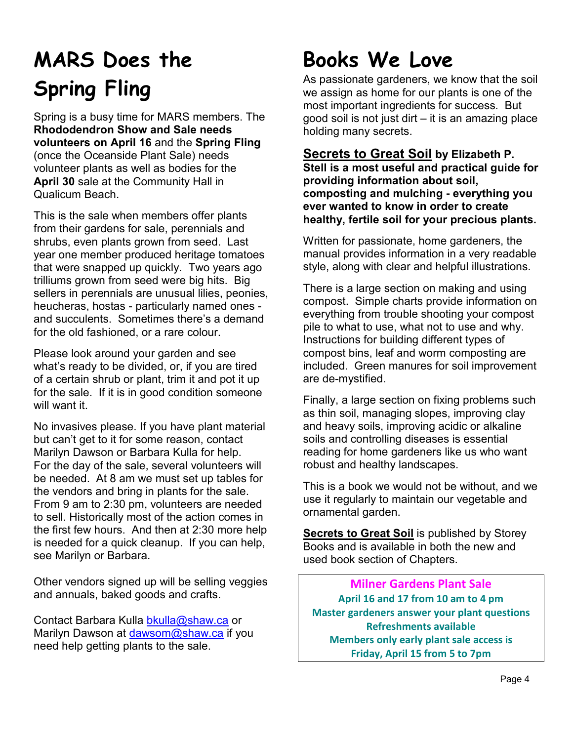# MARS Does the Spring Fling

Spring is a busy time for MARS members. The **Rhododendron Show and Sale needs volunteers on April 16** and the **Spring Fling** (once the Oceanside Plant Sale) needs volunteer plants as well as bodies for the **April 30** sale at the Community Hall in Qualicum Beach.

This is the sale when members offer plants from their gardens for sale, perennials and shrubs, even plants grown from seed. Last year one member produced heritage tomatoes that were snapped up quickly. Two years ago trilliums grown from seed were big hits. Big sellers in perennials are unusual lilies, peonies, heucheras, hostas - particularly named ones - and succulents. Sometimes there's a demand for the old fashioned, or a rare colour.

Please look around your garden and see what's ready to be divided, or, if you are tired of a certain shrub or plant, trim it and pot it up for the sale. If it is in good condition someone will want it.

No invasives please. If you have plant material but can't get to it for some reason, contact Marilyn Dawson or Barbara Kulla for help. For the day of the sale, several volunteers will be needed. At 8 am we must set up tables for the vendors and bring in plants for the sale. From 9 am to 2:30 pm, volunteers are needed to sell. Historically most of the action comes in the first few hours. And then at 2:30 more help is needed for a quick cleanup. If you can help, see Marilyn or Barbara.

Other vendors signed up will be selling veggies and annuals, baked goods and crafts.

Contact Barbara Kulla bkulla@shaw.ca or Marilyn Dawson at dawsom@shaw.ca if you need help getting plants to the sale.

# Books We Love

As passionate gardeners, we know that the soil we assign as home for our plants is one of the most important ingredients for success. But good soil is not just dirt – it is an amazing place holding many secrets.

**Secrets to Great Soil by Elizabeth P. Stell is a most useful and practical guide for providing information about soil, composting and mulching - everything you ever wanted to know in order to create healthy, fertile soil for your precious plants.**

Written for passionate, home gardeners, the manual provides information in a very readable style, along with clear and helpful illustrations.

There is a large section on making and using compost. Simple charts provide information on everything from trouble shooting your compost pile to what to use, what not to use and why. Instructions for building different types of compost bins, leaf and worm composting are included. Green manures for soil improvement are de-mystified.

Finally, a large section on fixing problems such as thin soil, managing slopes, improving clay and heavy soils, improving acidic or alkaline soils and controlling diseases is essential reading for home gardeners like us who want robust and healthy landscapes.

This is a book we would not be without, and we use it regularly to maintain our vegetable and ornamental garden.

**Secrets to Great Soil** is published by Storey Books and is available in both the new and used book section of Chapters.

**Milner Gardens Plant Sale**

**April 16 and 17 from 10 am to 4 pm**
**Master gardeners answer your plant questions**
**Refreshments available**
**Members only early plant sale access is Friday, April 15 from 5 to 7pm**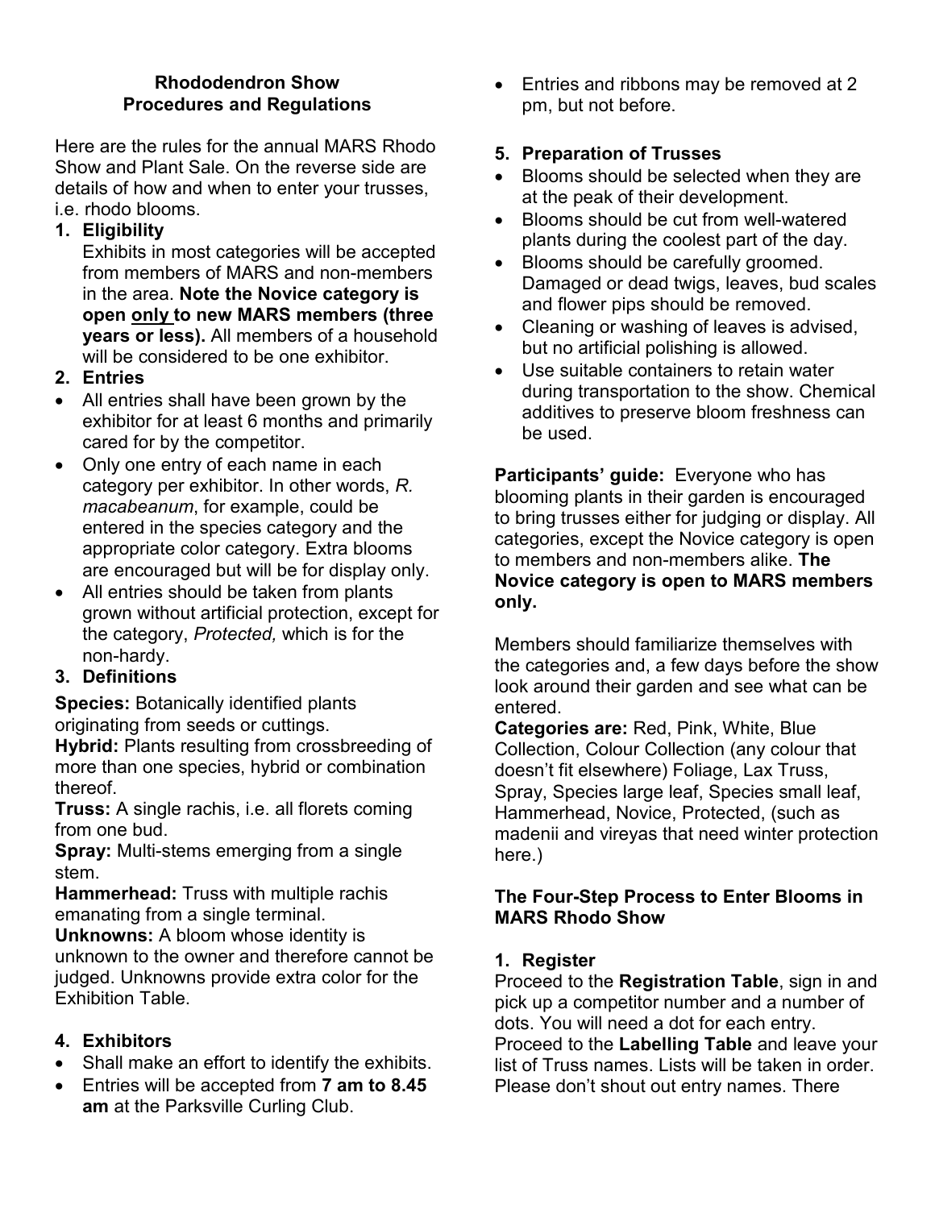## Rhododendron Show
## Procedures and Regulations

Here are the rules for the annual MARS Rhodo Show and Plant Sale. On the reverse side are details of how and when to enter your trusses, i.e. rhodo blooms.

1. **Eligibility**

   Exhibits in most categories will be accepted from members of MARS and non-members in the area. **Note the Novice category is open <u>only</u> to new MARS members (three years or less).** All members of a household will be considered to be one exhibitor.

2. **Entries**

- All entries shall have been grown by the exhibitor for at least 6 months and primarily cared for by the competitor.
- Only one entry of each name in each category per exhibitor. In other words, *R. macabeanum*, for example, could be entered in the species category and the appropriate color category. Extra blooms are encouraged but will be for display only.
- All entries should be taken from plants grown without artificial protection, except for the category, *Protected,* which is for the non-hardy.

3. **Definitions**

**Species:** Botanically identified plants originating from seeds or cuttings.
**Hybrid:** Plants resulting from crossbreeding of more than one species, hybrid or combination thereof.
**Truss:** A single rachis, i.e. all florets coming from one bud.
**Spray:** Multi-stems emerging from a single stem.
**Hammerhead:** Truss with multiple rachis emanating from a single terminal.
**Unknowns:** A bloom whose identity is unknown to the owner and therefore cannot be judged. Unknowns provide extra color for the Exhibition Table.

4. **Exhibitors**

- Shall make an effort to identify the exhibits.
- Entries will be accepted from **7 am to 8.45 am** at the Parksville Curling Club.
- Entries and ribbons may be removed at 2 pm, but not before.

5. **Preparation of Trusses**

- Blooms should be selected when they are at the peak of their development.
- Blooms should be cut from well-watered plants during the coolest part of the day.
- Blooms should be carefully groomed. Damaged or dead twigs, leaves, bud scales and flower pips should be removed.
- Cleaning or washing of leaves is advised, but no artificial polishing is allowed.
- Use suitable containers to retain water during transportation to the show. Chemical additives to preserve bloom freshness can be used.

**Participants' guide:** Everyone who has blooming plants in their garden is encouraged to bring trusses either for judging or display. All categories, except the Novice category is open to members and non-members alike. **The Novice category is open to MARS members only.**

Members should familiarize themselves with the categories and, a few days before the show look around their garden and see what can be entered.
**Categories are:** Red, Pink, White, Blue Collection, Colour Collection (any colour that doesn't fit elsewhere) Foliage, Lax Truss, Spray, Species large leaf, Species small leaf, Hammerhead, Novice, Protected, (such as madenii and vireyas that need winter protection here.)

### The Four-Step Process to Enter Blooms in MARS Rhodo Show

1. **Register**

Proceed to the **Registration Table**, sign in and pick up a competitor number and a number of dots. You will need a dot for each entry. Proceed to the **Labelling Table** and leave your list of Truss names. Lists will be taken in order. Please don't shout out entry names. There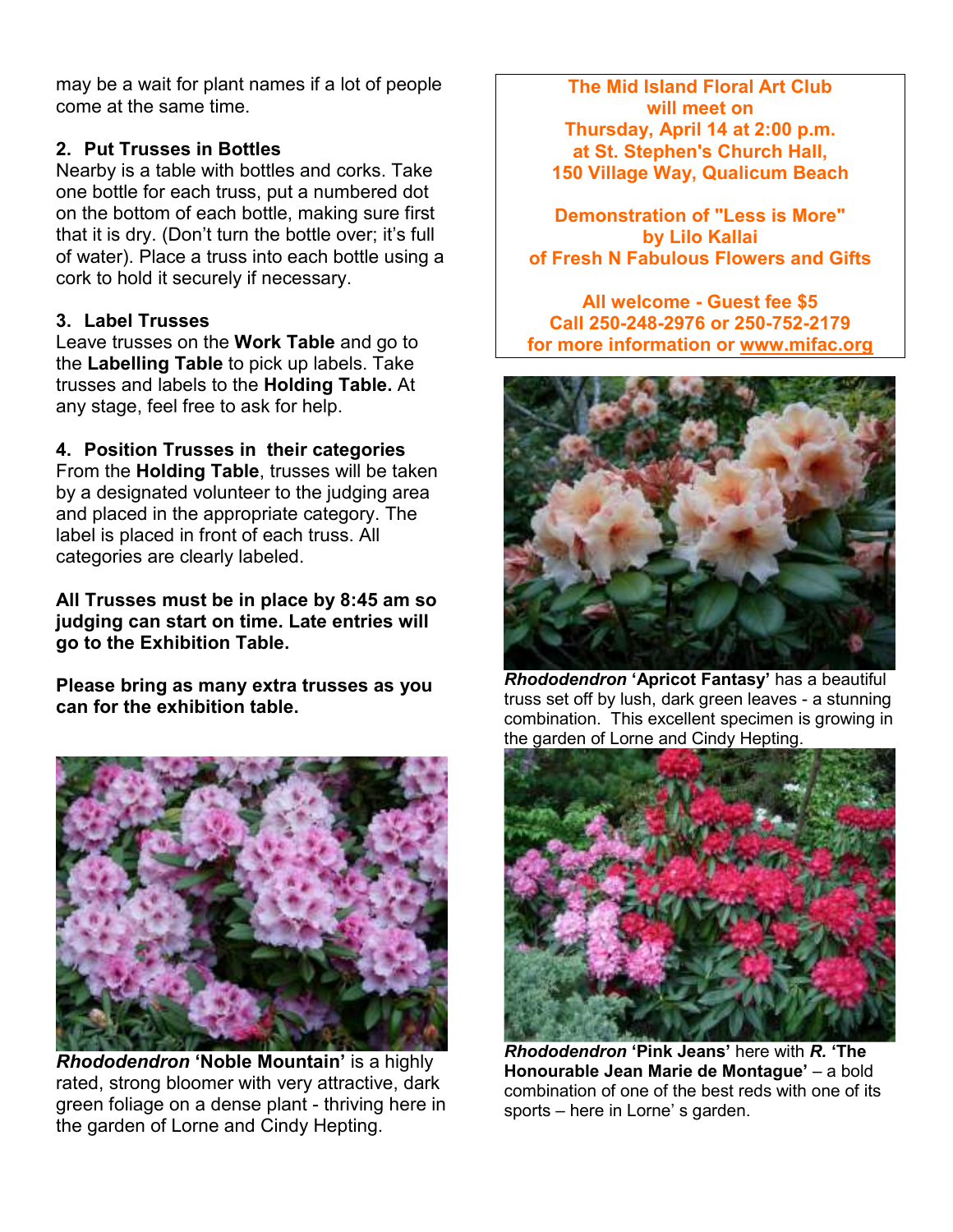may be a wait for plant names if a lot of people come at the same time.

**2. Put Trusses in Bottles**

Nearby is a table with bottles and corks. Take one bottle for each truss, put a numbered dot on the bottom of each bottle, making sure first that it is dry. (Don't turn the bottle over; it's full of water). Place a truss into each bottle using a cork to hold it securely if necessary.

**3. Label Trusses**

Leave trusses on the **Work Table** and go to the **Labelling Table** to pick up labels. Take trusses and labels to the **Holding Table.** At any stage, feel free to ask for help.

**4. Position Trusses in their categories**

From the **Holding Table**, trusses will be taken by a designated volunteer to the judging area and placed in the appropriate category. The label is placed in front of each truss. All categories are clearly labeled.

**All Trusses must be in place by 8:45 am so judging can start on time. Late entries will go to the Exhibition Table.**

**Please bring as many extra trusses as you can for the exhibition table.**

***Rhododendron* 'Noble Mountain'** is a highly rated, strong bloomer with very attractive, dark green foliage on a dense plant - thriving here in the garden of Lorne and Cindy Hepting.

**The Mid Island Floral Art Club will meet on Thursday, April 14 at 2:00 p.m. at St. Stephen's Church Hall, 150 Village Way, Qualicum Beach**

**Demonstration of "Less is More" by Lilo Kallai of Fresh N Fabulous Flowers and Gifts**

**All welcome - Guest fee $5**
**Call 250-248-2976 or 250-752-2179 for more information or www.mifac.org**

***Rhododendron* 'Apricot Fantasy'** has a beautiful truss set off by lush, dark green leaves - a stunning combination. This excellent specimen is growing in the garden of Lorne and Cindy Hepting.

***Rhododendron* 'Pink Jeans'** here with ***R.* 'The Honourable Jean Marie de Montague'** – a bold combination of one of the best reds with one of its sports – here in Lorne' s garden.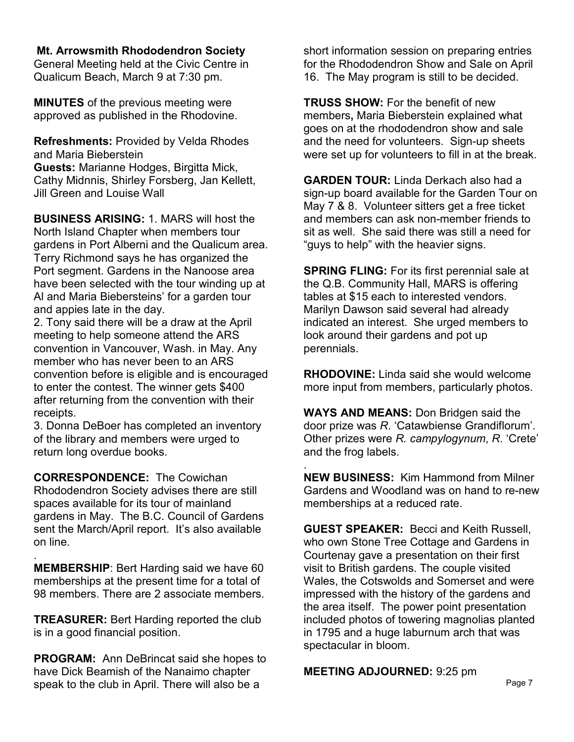**Mt. Arrowsmith Rhododendron Society**
General Meeting held at the Civic Centre in Qualicum Beach, March 9 at 7:30 pm.

**MINUTES** of the previous meeting were approved as published in the Rhodovine.

**Refreshments:** Provided by Velda Rhodes and Maria Bieberstein
**Guests:** Marianne Hodges, Birgitta Mick, Cathy Midnnis, Shirley Forsberg, Jan Kellett, Jill Green and Louise Wall

**BUSINESS ARISING:** 1. MARS will host the North Island Chapter when members tour gardens in Port Alberni and the Qualicum area. Terry Richmond says he has organized the Port segment. Gardens in the Nanoose area have been selected with the tour winding up at Al and Maria Biebersteins' for a garden tour and appies late in the day.
2. Tony said there will be a draw at the April meeting to help someone attend the ARS convention in Vancouver, Wash. in May. Any member who has never been to an ARS convention before is eligible and is encouraged to enter the contest. The winner gets $400 after returning from the convention with their receipts.
3. Donna DeBoer has completed an inventory of the library and members were urged to return long overdue books.

**CORRESPONDENCE:** The Cowichan Rhododendron Society advises there are still spaces available for its tour of mainland gardens in May. The B.C. Council of Gardens sent the March/April report. It's also available on line.

**MEMBERSHIP**: Bert Harding said we have 60 memberships at the present time for a total of 98 members. There are 2 associate members.

**TREASURER:** Bert Harding reported the club is in a good financial position.

**PROGRAM:** Ann DeBrincat said she hopes to have Dick Beamish of the Nanaimo chapter speak to the club in April. There will also be a short information session on preparing entries for the Rhododendron Show and Sale on April 16. The May program is still to be decided.

**TRUSS SHOW:** For the benefit of new members**,** Maria Bieberstein explained what goes on at the rhododendron show and sale and the need for volunteers. Sign-up sheets were set up for volunteers to fill in at the break.

**GARDEN TOUR:** Linda Derkach also had a sign-up board available for the Garden Tour on May 7 & 8. Volunteer sitters get a free ticket and members can ask non-member friends to sit as well. She said there was still a need for "guys to help" with the heavier signs.

**SPRING FLING:** For its first perennial sale at the Q.B. Community Hall, MARS is offering tables at $15 each to interested vendors. Marilyn Dawson said several had already indicated an interest. She urged members to look around their gardens and pot up perennials.

**RHODOVINE:** Linda said she would welcome more input from members, particularly photos.

**WAYS AND MEANS:** Don Bridgen said the door prize was *R*. 'Catawbiense Grandiflorum'. Other prizes were *R. campylogynum*, *R*. 'Crete' and the frog labels.

**NEW BUSINESS:** Kim Hammond from Milner Gardens and Woodland was on hand to re-new memberships at a reduced rate.

**GUEST SPEAKER:** Becci and Keith Russell, who own Stone Tree Cottage and Gardens in Courtenay gave a presentation on their first visit to British gardens. The couple visited Wales, the Cotswolds and Somerset and were impressed with the history of the gardens and the area itself. The power point presentation included photos of towering magnolias planted in 1795 and a huge laburnum arch that was spectacular in bloom.

**MEETING ADJOURNED:** 9:25 pm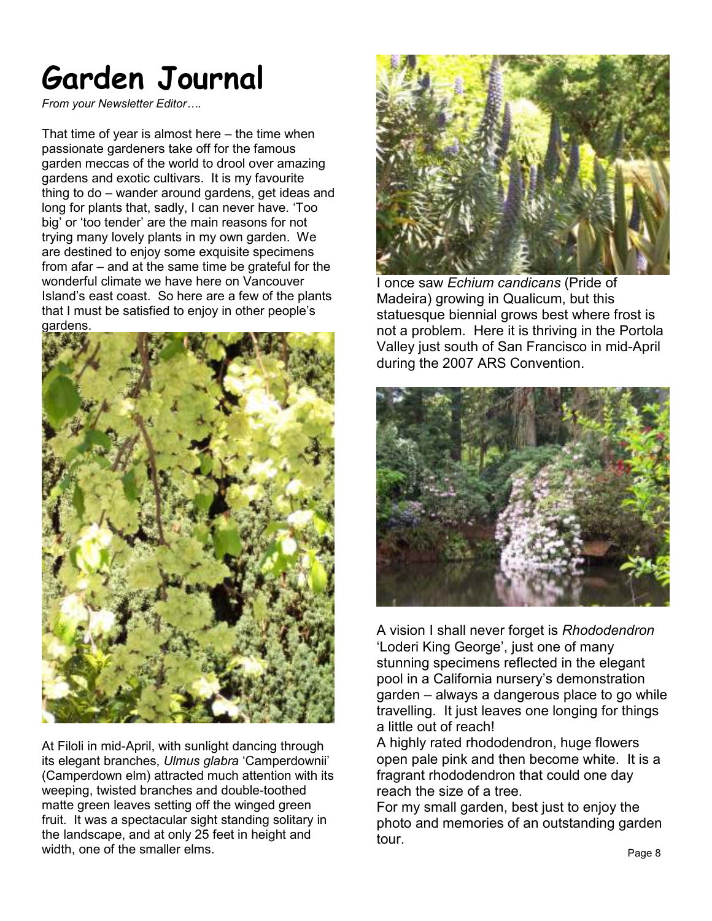# Garden Journal

*From your Newsletter Editor….*

That time of year is almost here – the time when passionate gardeners take off for the famous garden meccas of the world to drool over amazing gardens and exotic cultivars. It is my favourite thing to do – wander around gardens, get ideas and long for plants that, sadly, I can never have. 'Too big' or 'too tender' are the main reasons for not trying many lovely plants in my own garden. We are destined to enjoy some exquisite specimens from afar – and at the same time be grateful for the wonderful climate we have here on Vancouver Island's east coast. So here are a few of the plants that I must be satisfied to enjoy in other people's gardens.

At Filoli in mid-April, with sunlight dancing through its elegant branches, *Ulmus glabra* 'Camperdownii' (Camperdown elm) attracted much attention with its weeping, twisted branches and double-toothed matte green leaves setting off the winged green fruit. It was a spectacular sight standing solitary in the landscape, and at only 25 feet in height and width, one of the smaller elms.

I once saw *Echium candicans* (Pride of Madeira) growing in Qualicum, but this statuesque biennial grows best where frost is not a problem. Here it is thriving in the Portola Valley just south of San Francisco in mid-April during the 2007 ARS Convention.

A vision I shall never forget is *Rhododendron* 'Loderi King George', just one of many stunning specimens reflected in the elegant pool in a California nursery's demonstration garden – always a dangerous place to go while travelling. It just leaves one longing for things a little out of reach!

A highly rated rhododendron, huge flowers open pale pink and then become white. It is a fragrant rhododendron that could one day reach the size of a tree.

For my small garden, best just to enjoy the photo and memories of an outstanding garden tour.